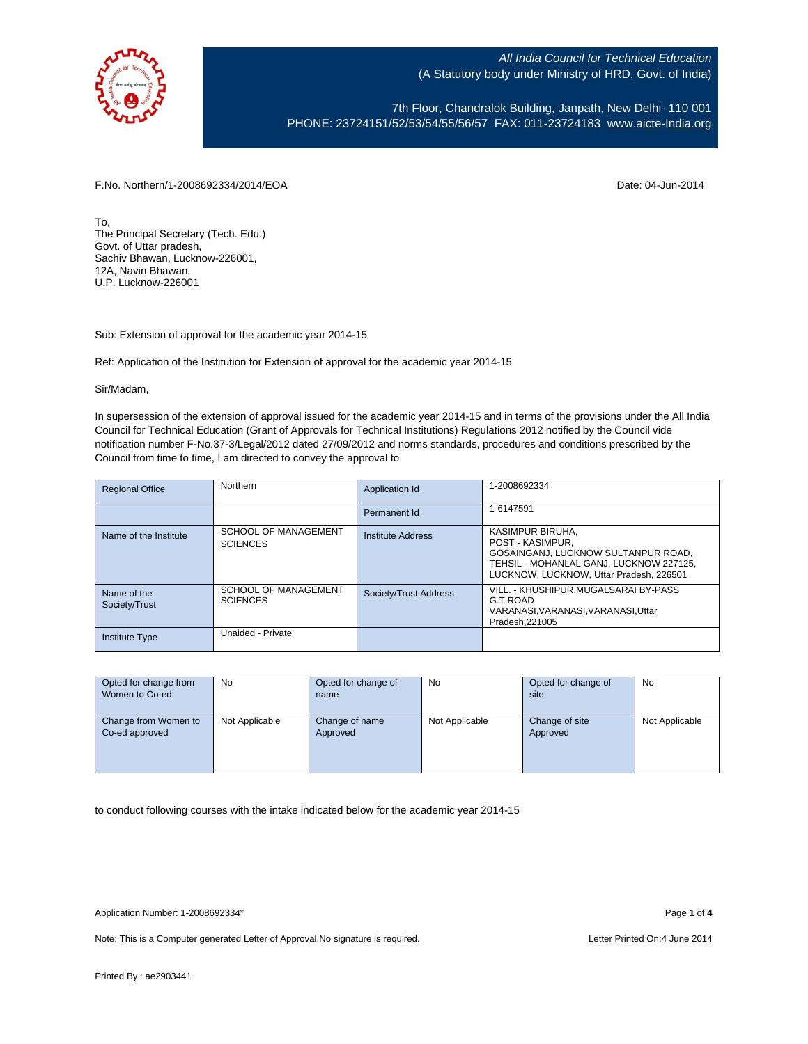All India Council for Technical Education
(A Statutory body under Ministry of HRD, Govt. of India)

7th Floor, Chandralok Building, Janpath, New Delhi- 110 001
PHONE: 23724151/52/53/54/55/56/57 FAX: 011-23724183 www.aicte-India.org

F.No. Northern/1-2008692334/2014/EOA

Date: 04-Jun-2014

To,
The Principal Secretary (Tech. Edu.)
Govt. of Uttar pradesh,
Sachiv Bhawan, Lucknow-226001,
12A, Navin Bhawan,
U.P. Lucknow-226001

Sub: Extension of approval for the academic year 2014-15

Ref: Application of the Institution for Extension of approval for the academic year 2014-15

Sir/Madam,

In supersession of the extension of approval issued for the academic year 2014-15 and in terms of the provisions under the All India Council for Technical Education (Grant of Approvals for Technical Institutions) Regulations 2012 notified by the Council vide notification number F-No.37-3/Legal/2012 dated 27/09/2012 and norms standards, procedures and conditions prescribed by the Council from time to time, I am directed to convey the approval to

| Regional Office | Northern | Application Id | 1-2008692334 |
|---|---|---|---|
| | | Permanent Id | 1-6147591 |
| Name of the Institute | SCHOOL OF MANAGEMENT SCIENCES | Institute Address | KASIMPUR BIRUHA, POST - KASIMPUR, GOSAINGANJ, LUCKNOW SULTANPUR ROAD, TEHSIL - MOHANLAL GANJ, LUCKNOW 227125, LUCKNOW, LUCKNOW, Uttar Pradesh, 226501 |
| Name of the Society/Trust | SCHOOL OF MANAGEMENT SCIENCES | Society/Trust Address | VILL. - KHUSHIPUR,MUGALSARAI BY-PASS G.T.ROAD VARANASI,VARANASI,VARANASI,Uttar Pradesh,221005 |
| Institute Type | Unaided - Private | | |

| Opted for change from Women to Co-ed | No | Opted for change of name | No | Opted for change of site | No |
|---|---|---|---|---|---|
| Change from Women to Co-ed approved | Not Applicable | Change of name Approved | Not Applicable | Change of site Approved | Not Applicable |

to conduct following courses with the intake indicated below for the academic year 2014-15

Application Number: 1-2008692334*

Note: This is a Computer generated Letter of Approval.No signature is required.

Letter Printed On:4 June 2014

Printed By : ae2903441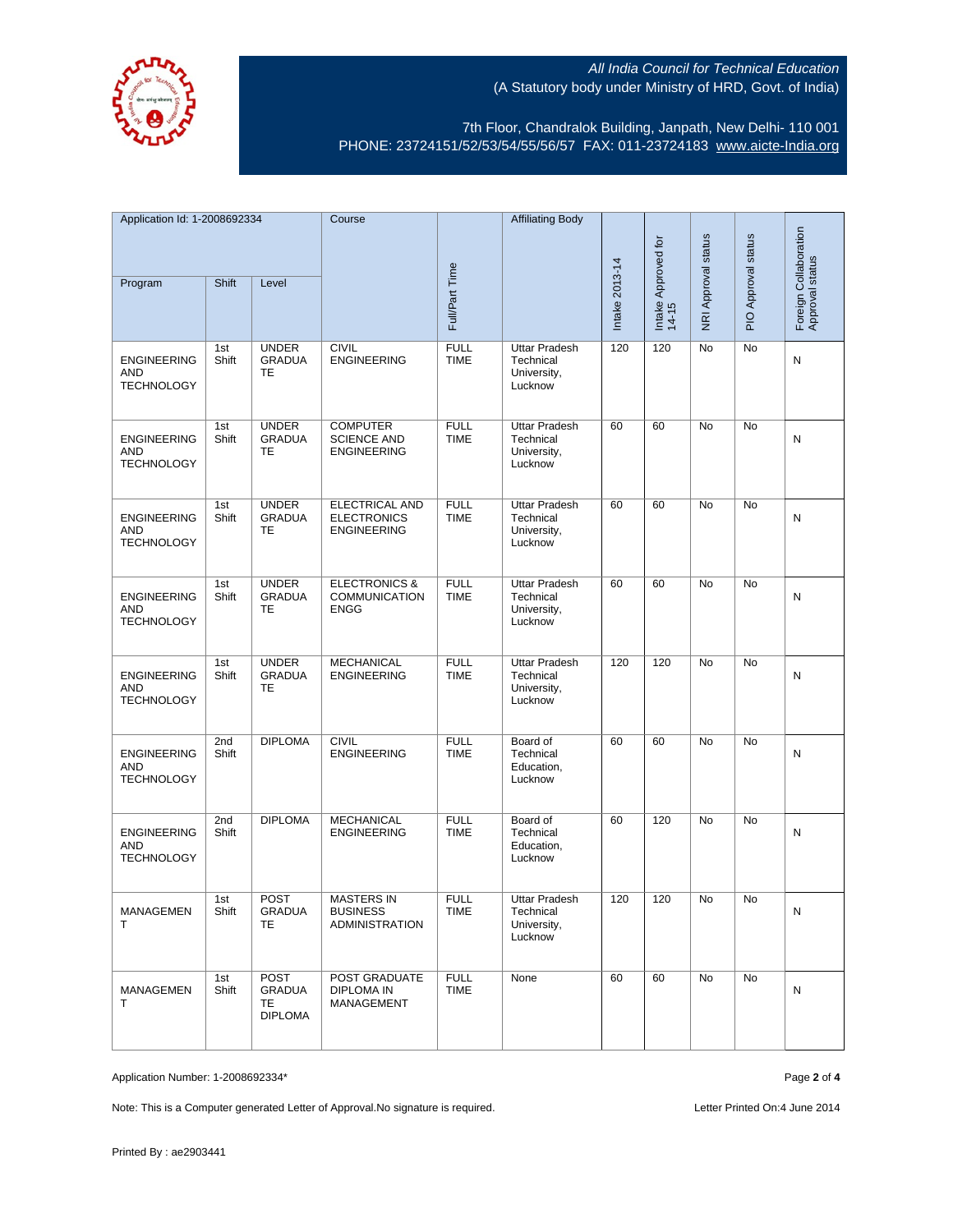All India Council for Technical Education
(A Statutory body under Ministry of HRD, Govt. of India)

7th Floor, Chandralok Building, Janpath, New Delhi- 110 001
PHONE: 23724151/52/53/54/55/56/57 FAX: 011-23724183 www.aicte-India.org

| Application Id: 1-2008692334 | | | Course | Full/Part Time | Affiliating Body | Intake 2013-14 | Intake Approved for 14-15 | NRI Approval status | PIO Approval status | Foreign Collaboration Approval status |
|---|---|---|---|---|---|---|---|---|---|---|
| Program | Shift | Level | | | | | | | | |
| ENGINEERING AND TECHNOLOGY | 1st Shift | UNDER GRADUATE | CIVIL ENGINEERING | FULL TIME | Uttar Pradesh Technical University, Lucknow | 120 | 120 | No | No | N |
| ENGINEERING AND TECHNOLOGY | 1st Shift | UNDER GRADUATE | COMPUTER SCIENCE AND ENGINEERING | FULL TIME | Uttar Pradesh Technical University, Lucknow | 60 | 60 | No | No | N |
| ENGINEERING AND TECHNOLOGY | 1st Shift | UNDER GRADUATE | ELECTRICAL AND ELECTRONICS ENGINEERING | FULL TIME | Uttar Pradesh Technical University, Lucknow | 60 | 60 | No | No | N |
| ENGINEERING AND TECHNOLOGY | 1st Shift | UNDER GRADUATE | ELECTRONICS & COMMUNICATION ENGG | FULL TIME | Uttar Pradesh Technical University, Lucknow | 60 | 60 | No | No | N |
| ENGINEERING AND TECHNOLOGY | 1st Shift | UNDER GRADUATE | MECHANICAL ENGINEERING | FULL TIME | Uttar Pradesh Technical University, Lucknow | 120 | 120 | No | No | N |
| ENGINEERING AND TECHNOLOGY | 2nd Shift | DIPLOMA | CIVIL ENGINEERING | FULL TIME | Board of Technical Education, Lucknow | 60 | 60 | No | No | N |
| ENGINEERING AND TECHNOLOGY | 2nd Shift | DIPLOMA | MECHANICAL ENGINEERING | FULL TIME | Board of Technical Education, Lucknow | 60 | 120 | No | No | N |
| MANAGEMENT | 1st Shift | POST GRADUATE | MASTERS IN BUSINESS ADMINISTRATION | FULL TIME | Uttar Pradesh Technical University, Lucknow | 120 | 120 | No | No | N |
| MANAGEMENT | 1st Shift | POST GRADUATE DIPLOMA | POST GRADUATE DIPLOMA IN MANAGEMENT | FULL TIME | None | 60 | 60 | No | No | N |

Application Number: 1-2008692334*

Note: This is a Computer generated Letter of Approval.No signature is required.

Letter Printed On:4 June 2014

Printed By : ae2903441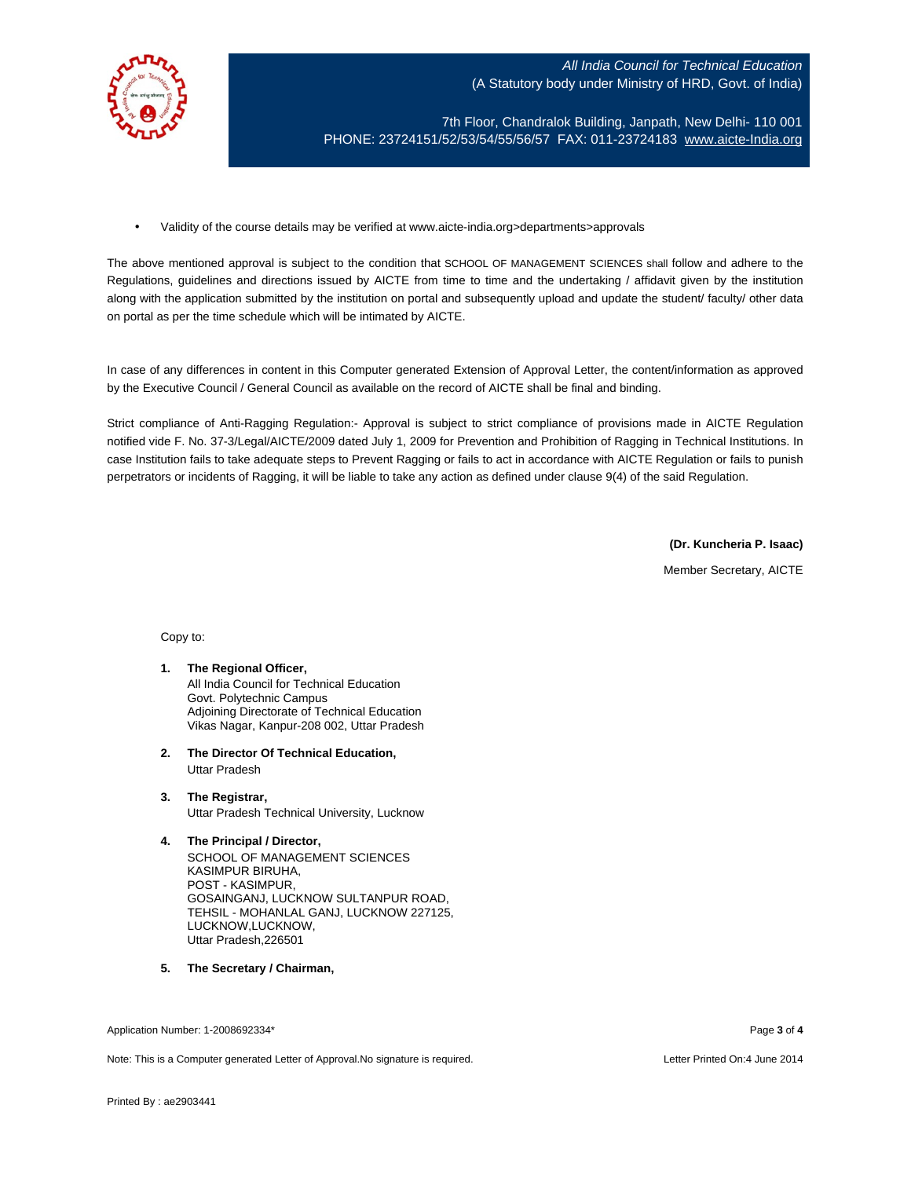- Validity of the course details may be verified at www.aicte-india.org>departments>approvals

The above mentioned approval is subject to the condition that SCHOOL OF MANAGEMENT SCIENCES shall follow and adhere to the Regulations, guidelines and directions issued by AICTE from time to time and the undertaking / affidavit given by the institution along with the application submitted by the institution on portal and subsequently upload and update the student/ faculty/ other data on portal as per the time schedule which will be intimated by AICTE.

In case of any differences in content in this Computer generated Extension of Approval Letter, the content/information as approved by the Executive Council / General Council as available on the record of AICTE shall be final and binding.

Strict compliance of Anti-Ragging Regulation:- Approval is subject to strict compliance of provisions made in AICTE Regulation notified vide F. No. 37-3/Legal/AICTE/2009 dated July 1, 2009 for Prevention and Prohibition of Ragging in Technical Institutions. In case Institution fails to take adequate steps to Prevent Ragging or fails to act in accordance with AICTE Regulation or fails to punish perpetrators or incidents of Ragging, it will be liable to take any action as defined under clause 9(4) of the said Regulation.

**(Dr. Kuncheria P. Isaac)**

Member Secretary, AICTE

Copy to:

1. **The Regional Officer,**
   All India Council for Technical Education
   Govt. Polytechnic Campus
   Adjoining Directorate of Technical Education
   Vikas Nagar, Kanpur-208 002, Uttar Pradesh

2. **The Director Of Technical Education,**
   Uttar Pradesh

3. **The Registrar,**
   Uttar Pradesh Technical University, Lucknow

4. **The Principal / Director,**
   SCHOOL OF MANAGEMENT SCIENCES
   KASIMPUR BIRUHA,
   POST - KASIMPUR,
   GOSAINGANJ, LUCKNOW SULTANPUR ROAD,
   TEHSIL - MOHANLAL GANJ, LUCKNOW 227125,
   LUCKNOW,LUCKNOW,
   Uttar Pradesh,226501

5. **The Secretary / Chairman,**

Application Number: 1-2008692334*

Note: This is a Computer generated Letter of Approval.No signature is required.

Letter Printed On:4 June 2014

Printed By : ae2903441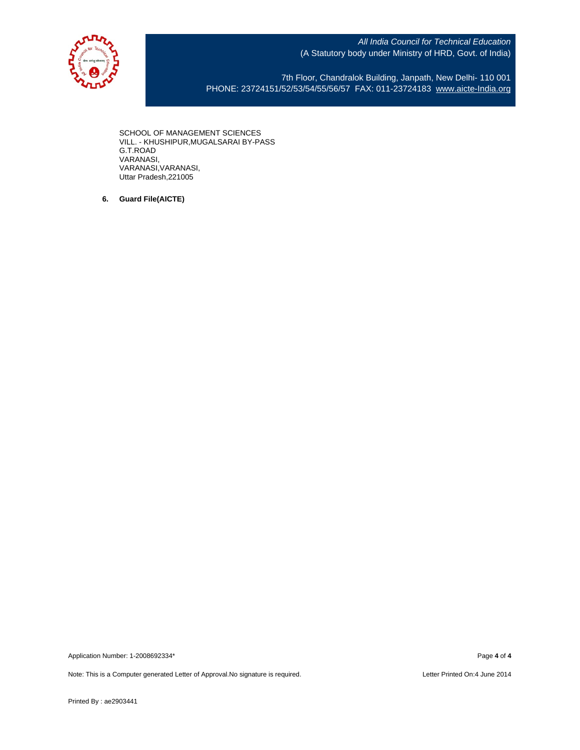SCHOOL OF MANAGEMENT SCIENCES
VILL. - KHUSHIPUR,MUGALSARAI BY-PASS
G.T.ROAD
VARANASI,
VARANASI,VARANASI,
Uttar Pradesh,221005

6. **Guard File(AICTE)**

Application Number: 1-2008692334*

Note: This is a Computer generated Letter of Approval.No signature is required.

Letter Printed On:4 June 2014

Printed By : ae2903441